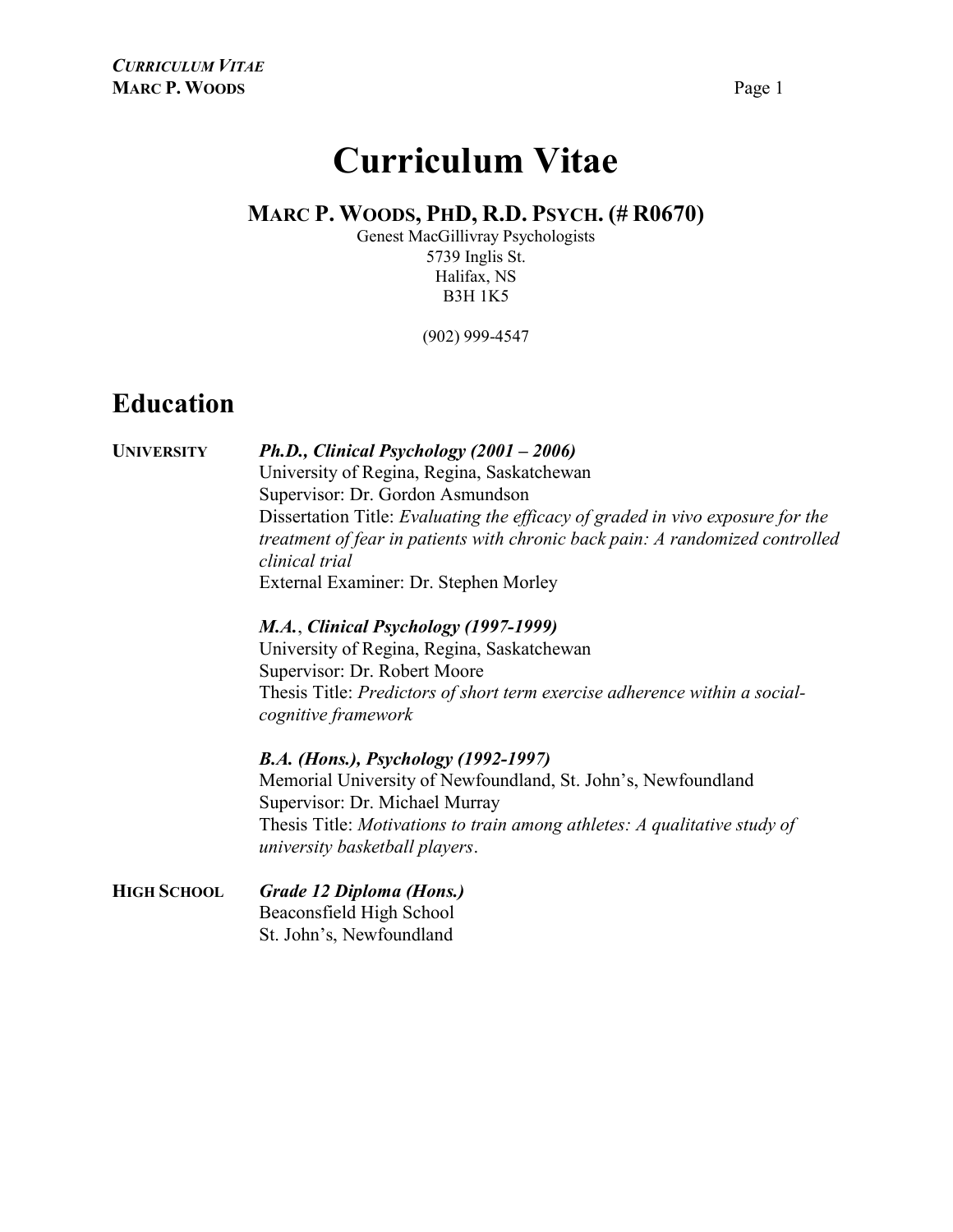# Curriculum Vitae

## MARC P. WOODS, PHD, R.D. PSYCH. (# R0670)

Genest MacGillivray Psychologists
5739 Inglis St.
Halifax, NS
B3H 1K5

(902) 999-4547

## Education

**UNIVERSITY**

***Ph.D., Clinical Psychology (2001 – 2006)***
University of Regina, Regina, Saskatchewan
Supervisor: Dr. Gordon Asmundson
Dissertation Title: *Evaluating the efficacy of graded in vivo exposure for the treatment of fear in patients with chronic back pain: A randomized controlled clinical trial*
External Examiner: Dr. Stephen Morley

***M.A., Clinical Psychology (1997-1999)***
University of Regina, Regina, Saskatchewan
Supervisor: Dr. Robert Moore
Thesis Title: *Predictors of short term exercise adherence within a social-cognitive framework*

***B.A. (Hons.), Psychology (1992-1997)***
Memorial University of Newfoundland, St. John's, Newfoundland
Supervisor: Dr. Michael Murray
Thesis Title: *Motivations to train among athletes: A qualitative study of university basketball players*.

**HIGH SCHOOL**

***Grade 12 Diploma (Hons.)***
Beaconsfield High School
St. John's, Newfoundland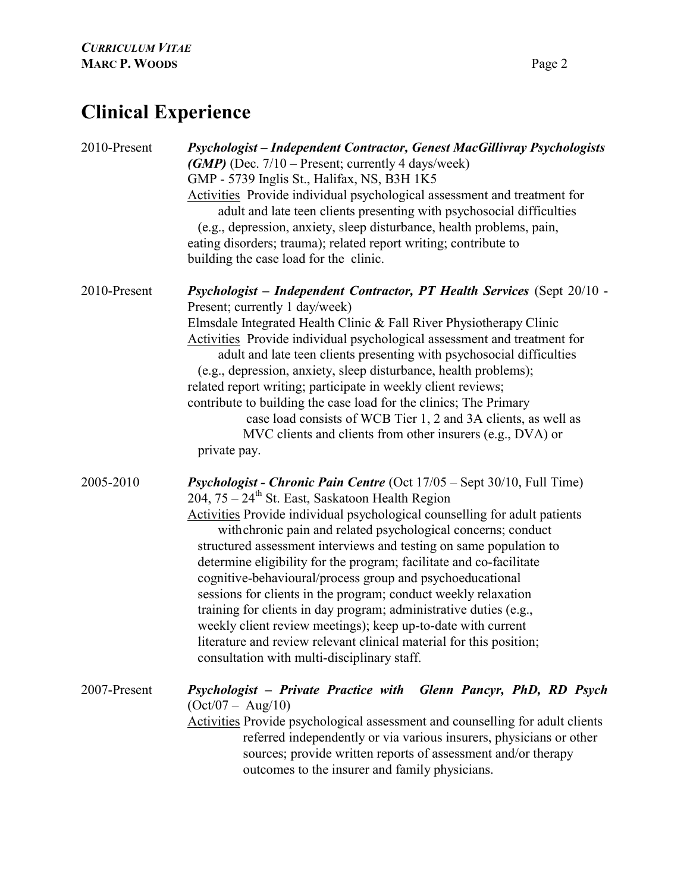# Clinical Experience

**2010-Present** — ***Psychologist – Independent Contractor, Genest MacGillivray Psychologists (GMP)*** (Dec. 7/10 – Present; currently 4 days/week)
GMP - 5739 Inglis St., Halifax, NS, B3H 1K5
Activities Provide individual psychological assessment and treatment for adult and late teen clients presenting with psychosocial difficulties (e.g., depression, anxiety, sleep disturbance, health problems, pain, eating disorders; trauma); related report writing; contribute to building the case load for the clinic.

**2010-Present** — ***Psychologist – Independent Contractor, PT Health Services*** (Sept 20/10 - Present; currently 1 day/week)
Elmsdale Integrated Health Clinic & Fall River Physiotherapy Clinic
Activities Provide individual psychological assessment and treatment for adult and late teen clients presenting with psychosocial difficulties (e.g., depression, anxiety, sleep disturbance, health problems); related report writing; participate in weekly client reviews; contribute to building the case load for the clinics; The Primary case load consists of WCB Tier 1, 2 and 3A clients, as well as MVC clients and clients from other insurers (e.g., DVA) or private pay.

**2005-2010** — ***Psychologist - Chronic Pain Centre*** (Oct 17/05 – Sept 30/10, Full Time)
204, 75 – 24th St. East, Saskatoon Health Region
Activities Provide individual psychological counselling for adult patients withchronic pain and related psychological concerns; conduct structured assessment interviews and testing on same population to determine eligibility for the program; facilitate and co-facilitate cognitive-behavioural/process group and psychoeducational sessions for clients in the program; conduct weekly relaxation training for clients in day program; administrative duties (e.g., weekly client review meetings); keep up-to-date with current literature and review relevant clinical material for this position; consultation with multi-disciplinary staff.

**2007-Present** — ***Psychologist – Private Practice with Glenn Pancyr, PhD, RD Psych*** (Oct/07 – Aug/10)
Activities Provide psychological assessment and counselling for adult clients referred independently or via various insurers, physicians or other sources; provide written reports of assessment and/or therapy outcomes to the insurer and family physicians.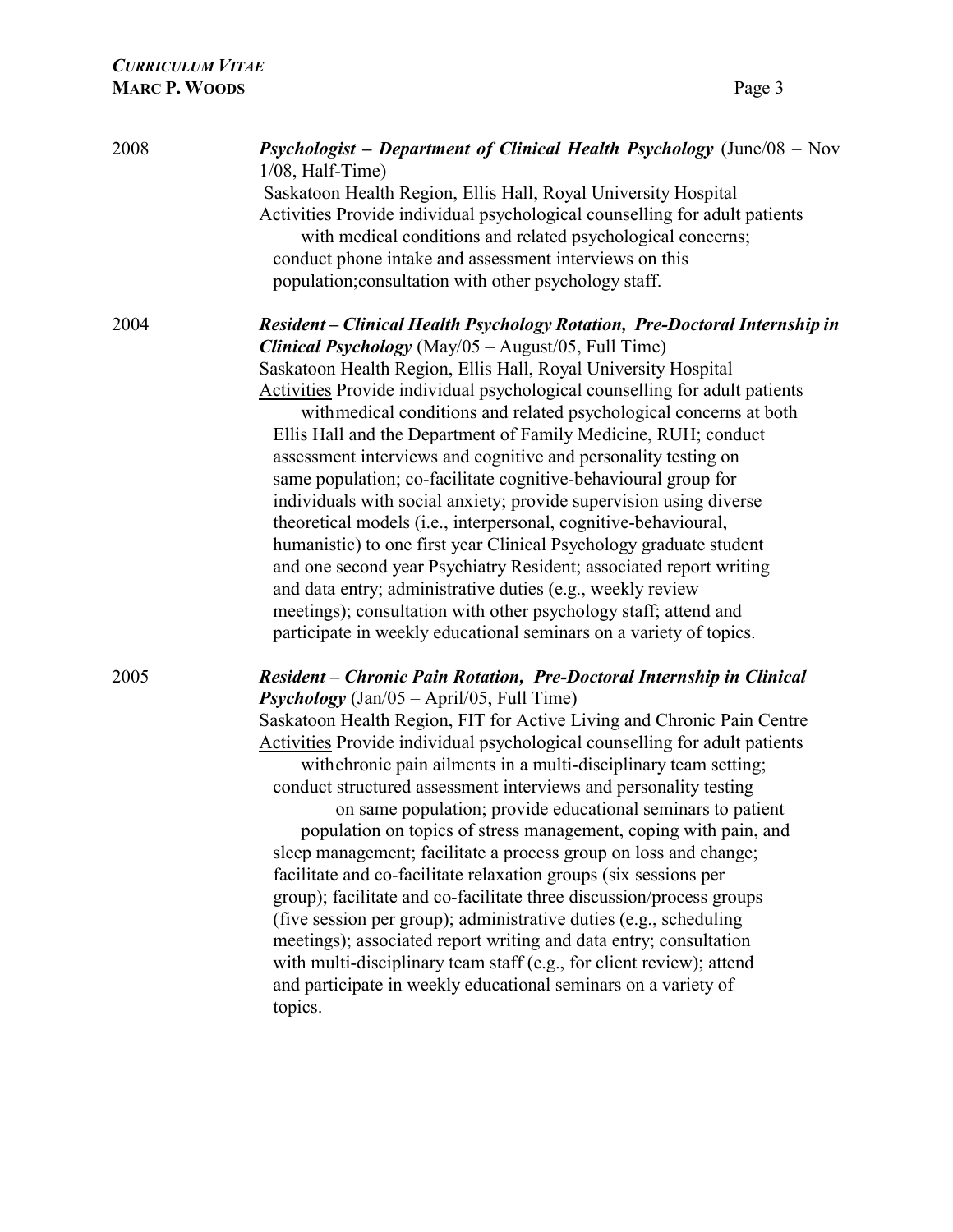2008 **_Psychologist – Department of Clinical Health Psychology_** (June/08 – Nov 1/08, Half-Time)
Saskatoon Health Region, Ellis Hall, Royal University Hospital
Activities Provide individual psychological counselling for adult patients with medical conditions and related psychological concerns; conduct phone intake and assessment interviews on this population;consultation with other psychology staff.

2004 **_Resident – Clinical Health Psychology Rotation, Pre-Doctoral Internship in Clinical Psychology_** (May/05 – August/05, Full Time)
Saskatoon Health Region, Ellis Hall, Royal University Hospital
Activities Provide individual psychological counselling for adult patients withmedical conditions and related psychological concerns at both Ellis Hall and the Department of Family Medicine, RUH; conduct assessment interviews and cognitive and personality testing on same population; co-facilitate cognitive-behavioural group for individuals with social anxiety; provide supervision using diverse theoretical models (i.e., interpersonal, cognitive-behavioural, humanistic) to one first year Clinical Psychology graduate student and one second year Psychiatry Resident; associated report writing and data entry; administrative duties (e.g., weekly review meetings); consultation with other psychology staff; attend and participate in weekly educational seminars on a variety of topics.

2005 **_Resident – Chronic Pain Rotation, Pre-Doctoral Internship in Clinical Psychology_** (Jan/05 – April/05, Full Time)
Saskatoon Health Region, FIT for Active Living and Chronic Pain Centre
Activities Provide individual psychological counselling for adult patients withchronic pain ailments in a multi-disciplinary team setting; conduct structured assessment interviews and personality testing on same population; provide educational seminars to patient population on topics of stress management, coping with pain, and sleep management; facilitate a process group on loss and change; facilitate and co-facilitate relaxation groups (six sessions per group); facilitate and co-facilitate three discussion/process groups (five session per group); administrative duties (e.g., scheduling meetings); associated report writing and data entry; consultation with multi-disciplinary team staff (e.g., for client review); attend and participate in weekly educational seminars on a variety of topics.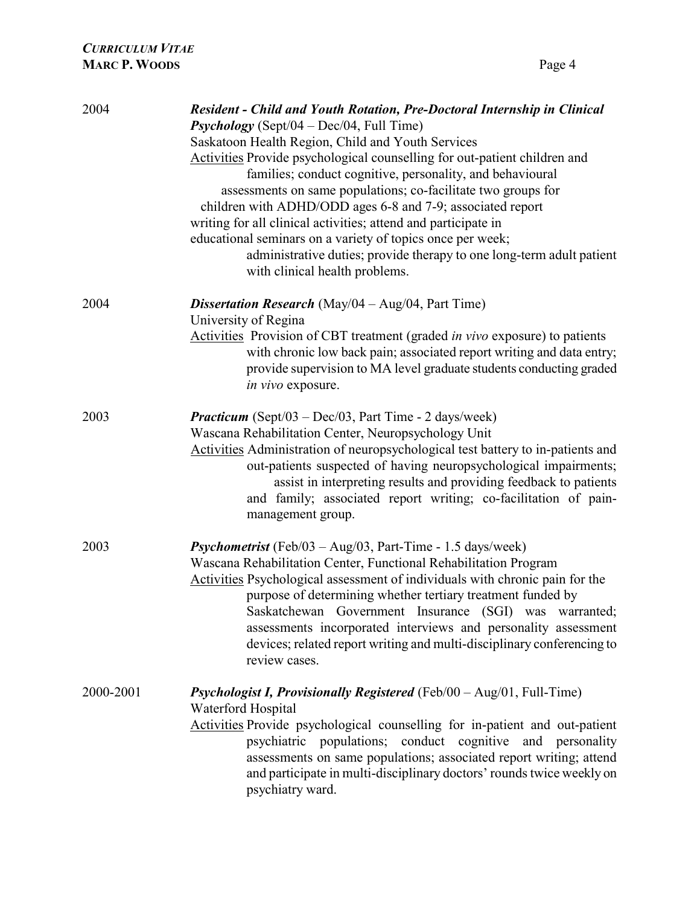2004 — ***Resident - Child and Youth Rotation, Pre-Doctoral Internship in Clinical Psychology*** (Sept/04 – Dec/04, Full Time)
Saskatoon Health Region, Child and Youth Services
<u>Activities</u> Provide psychological counselling for out-patient children and families; conduct cognitive, personality, and behavioural assessments on same populations; co-facilitate two groups for children with ADHD/ODD ages 6-8 and 7-9; associated report writing for all clinical activities; attend and participate in educational seminars on a variety of topics once per week; administrative duties; provide therapy to one long-term adult patient with clinical health problems.

2004 — ***Dissertation Research*** (May/04 – Aug/04, Part Time)
University of Regina
<u>Activities</u> Provision of CBT treatment (graded *in vivo* exposure) to patients with chronic low back pain; associated report writing and data entry; provide supervision to MA level graduate students conducting graded *in vivo* exposure.

2003 — ***Practicum*** (Sept/03 – Dec/03, Part Time - 2 days/week)
Wascana Rehabilitation Center, Neuropsychology Unit
<u>Activities</u> Administration of neuropsychological test battery to in-patients and out-patients suspected of having neuropsychological impairments; assist in interpreting results and providing feedback to patients and family; associated report writing; co-facilitation of pain-management group.

2003 — ***Psychometrist*** (Feb/03 – Aug/03, Part-Time - 1.5 days/week)
Wascana Rehabilitation Center, Functional Rehabilitation Program
<u>Activities</u> Psychological assessment of individuals with chronic pain for the purpose of determining whether tertiary treatment funded by Saskatchewan Government Insurance (SGI) was warranted; assessments incorporated interviews and personality assessment devices; related report writing and multi-disciplinary conferencing to review cases.

2000-2001 — ***Psychologist I, Provisionally Registered*** (Feb/00 – Aug/01, Full-Time)
Waterford Hospital
<u>Activities</u> Provide psychological counselling for in-patient and out-patient psychiatric populations; conduct cognitive and personality assessments on same populations; associated report writing; attend and participate in multi-disciplinary doctors' rounds twice weekly on psychiatry ward.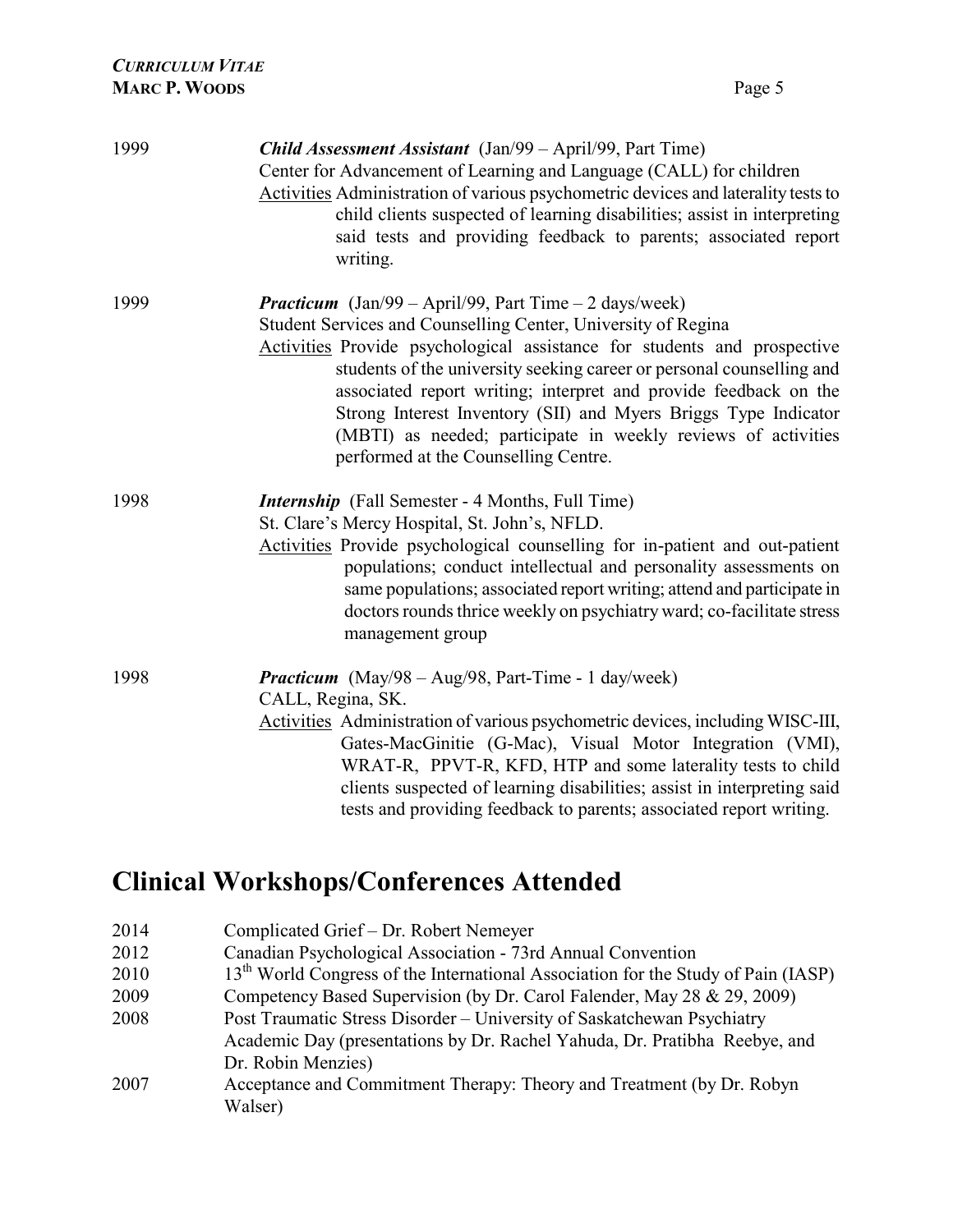1999 — ***Child Assessment Assistant*** (Jan/99 – April/99, Part Time)
Center for Advancement of Learning and Language (CALL) for children
Activities: Administration of various psychometric devices and laterality tests to child clients suspected of learning disabilities; assist in interpreting said tests and providing feedback to parents; associated report writing.

1999 — ***Practicum*** (Jan/99 – April/99, Part Time – 2 days/week)
Student Services and Counselling Center, University of Regina
Activities: Provide psychological assistance for students and prospective students of the university seeking career or personal counselling and associated report writing; interpret and provide feedback on the Strong Interest Inventory (SII) and Myers Briggs Type Indicator (MBTI) as needed; participate in weekly reviews of activities performed at the Counselling Centre.

1998 — ***Internship*** (Fall Semester - 4 Months, Full Time)
St. Clare's Mercy Hospital, St. John's, NFLD.
Activities: Provide psychological counselling for in-patient and out-patient populations; conduct intellectual and personality assessments on same populations; associated report writing; attend and participate in doctors rounds thrice weekly on psychiatry ward; co-facilitate stress management group

1998 — ***Practicum*** (May/98 – Aug/98, Part-Time - 1 day/week)
CALL, Regina, SK.
Activities: Administration of various psychometric devices, including WISC-III, Gates-MacGinitie (G-Mac), Visual Motor Integration (VMI), WRAT-R, PPVT-R, KFD, HTP and some laterality tests to child clients suspected of learning disabilities; assist in interpreting said tests and providing feedback to parents; associated report writing.

# Clinical Workshops/Conferences Attended

2014 — Complicated Grief – Dr. Robert Nemeyer
2012 — Canadian Psychological Association - 73rd Annual Convention
2010 — 13th World Congress of the International Association for the Study of Pain (IASP)
2009 — Competency Based Supervision (by Dr. Carol Falender, May 28 & 29, 2009)
2008 — Post Traumatic Stress Disorder – University of Saskatchewan Psychiatry Academic Day (presentations by Dr. Rachel Yahuda, Dr. Pratibha Reebye, and Dr. Robin Menzies)
2007 — Acceptance and Commitment Therapy: Theory and Treatment (by Dr. Robyn Walser)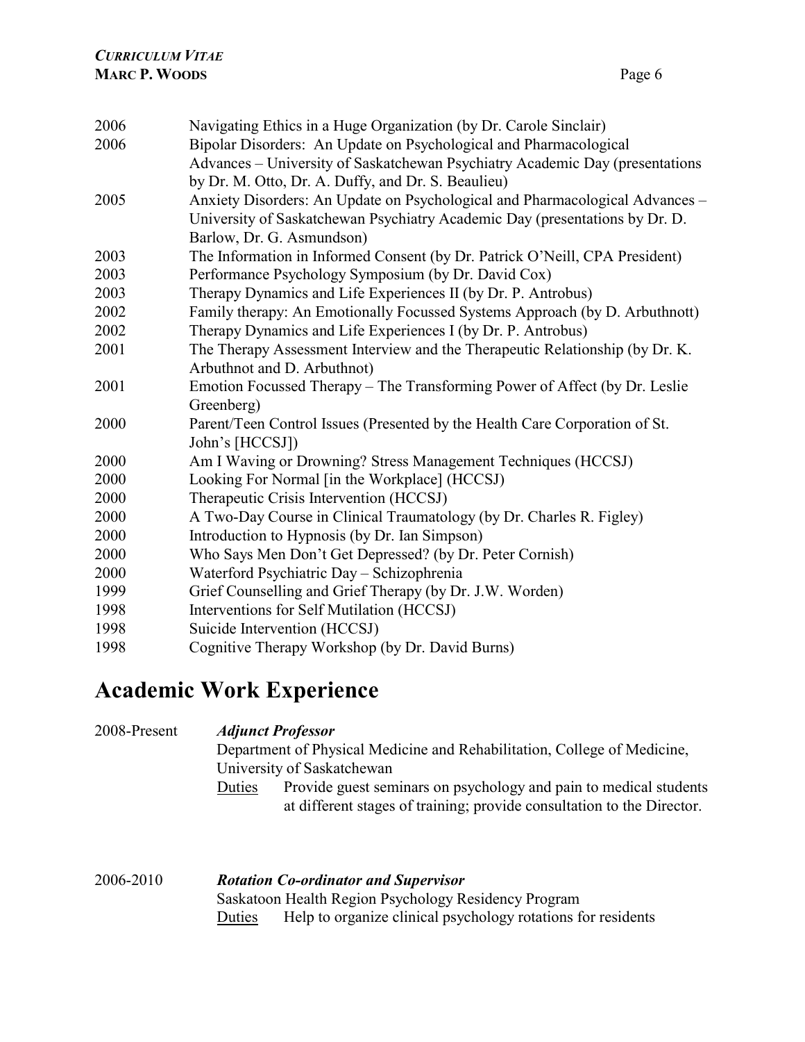| | |
|---|---|
| 2006 | Navigating Ethics in a Huge Organization (by Dr. Carole Sinclair) |
| 2006 | Bipolar Disorders: An Update on Psychological and Pharmacological Advances – University of Saskatchewan Psychiatry Academic Day (presentations by Dr. M. Otto, Dr. A. Duffy, and Dr. S. Beaulieu) |
| 2005 | Anxiety Disorders: An Update on Psychological and Pharmacological Advances – University of Saskatchewan Psychiatry Academic Day (presentations by Dr. D. Barlow, Dr. G. Asmundson) |
| 2003 | The Information in Informed Consent (by Dr. Patrick O'Neill, CPA President) |
| 2003 | Performance Psychology Symposium (by Dr. David Cox) |
| 2003 | Therapy Dynamics and Life Experiences II (by Dr. P. Antrobus) |
| 2002 | Family therapy: An Emotionally Focussed Systems Approach (by D. Arbuthnott) |
| 2002 | Therapy Dynamics and Life Experiences I (by Dr. P. Antrobus) |
| 2001 | The Therapy Assessment Interview and the Therapeutic Relationship (by Dr. K. Arbuthnot and D. Arbuthnot) |
| 2001 | Emotion Focussed Therapy – The Transforming Power of Affect (by Dr. Leslie Greenberg) |
| 2000 | Parent/Teen Control Issues (Presented by the Health Care Corporation of St. John's [HCCSJ]) |
| 2000 | Am I Waving or Drowning? Stress Management Techniques (HCCSJ) |
| 2000 | Looking For Normal [in the Workplace] (HCCSJ) |
| 2000 | Therapeutic Crisis Intervention (HCCSJ) |
| 2000 | A Two-Day Course in Clinical Traumatology (by Dr. Charles R. Figley) |
| 2000 | Introduction to Hypnosis (by Dr. Ian Simpson) |
| 2000 | Who Says Men Don't Get Depressed? (by Dr. Peter Cornish) |
| 2000 | Waterford Psychiatric Day – Schizophrenia |
| 1999 | Grief Counselling and Grief Therapy (by Dr. J.W. Worden) |
| 1998 | Interventions for Self Mutilation (HCCSJ) |
| 1998 | Suicide Intervention (HCCSJ) |
| 1998 | Cognitive Therapy Workshop (by Dr. David Burns) |

# Academic Work Experience

**2008-Present** ***Adjunct Professor***

Department of Physical Medicine and Rehabilitation, College of Medicine, University of Saskatchewan

Duties: Provide guest seminars on psychology and pain to medical students at different stages of training; provide consultation to the Director.

**2006-2010** ***Rotation Co-ordinator and Supervisor***

Saskatoon Health Region Psychology Residency Program

Duties: Help to organize clinical psychology rotations for residents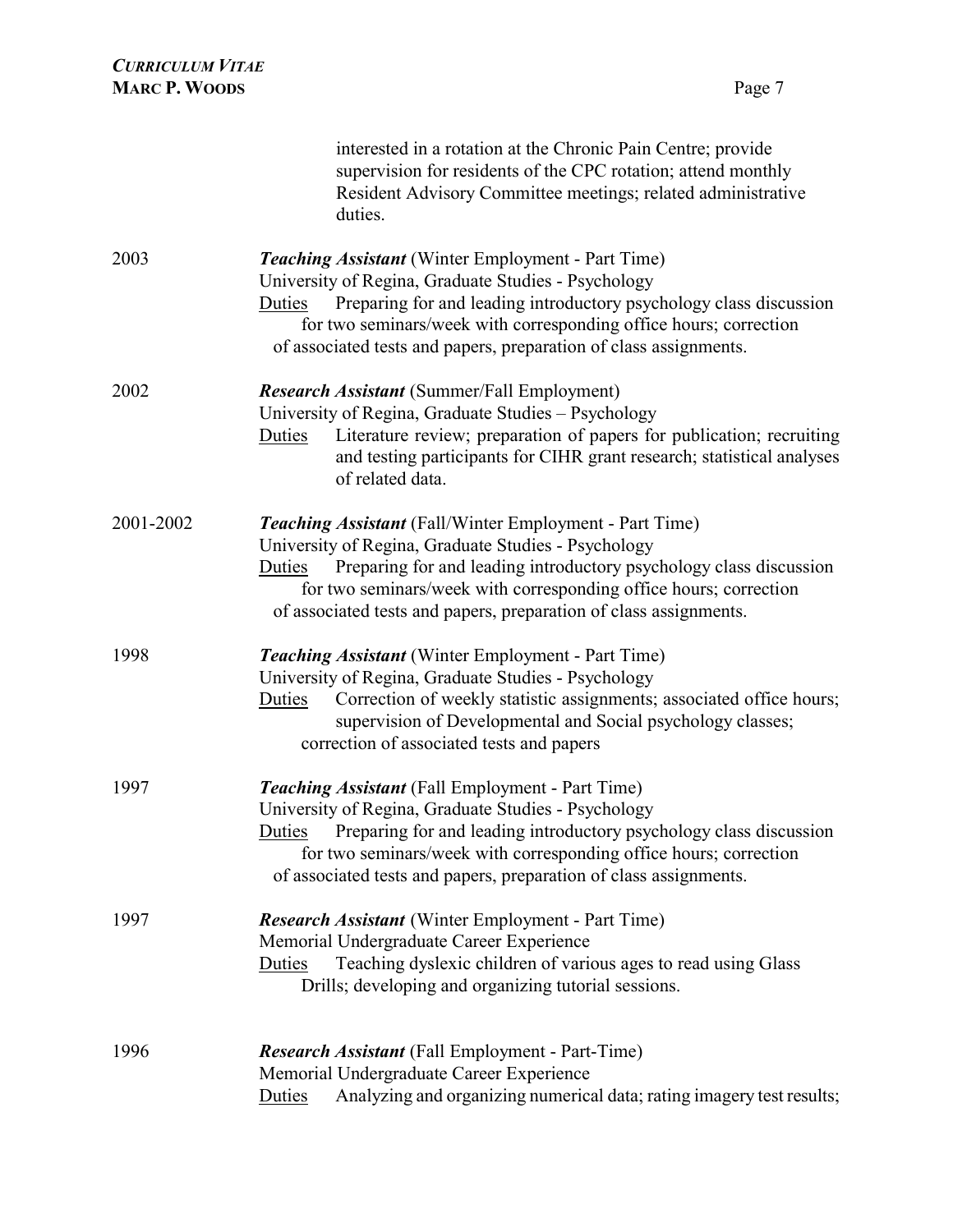interested in a rotation at the Chronic Pain Centre; provide supervision for residents of the CPC rotation; attend monthly Resident Advisory Committee meetings; related administrative duties.

2003 — ***Teaching Assistant*** (Winter Employment - Part Time)
University of Regina, Graduate Studies - Psychology
Duties: Preparing for and leading introductory psychology class discussion for two seminars/week with corresponding office hours; correction of associated tests and papers, preparation of class assignments.

2002 — ***Research Assistant*** (Summer/Fall Employment)
University of Regina, Graduate Studies – Psychology
Duties: Literature review; preparation of papers for publication; recruiting and testing participants for CIHR grant research; statistical analyses of related data.

2001-2002 — ***Teaching Assistant*** (Fall/Winter Employment - Part Time)
University of Regina, Graduate Studies - Psychology
Duties: Preparing for and leading introductory psychology class discussion for two seminars/week with corresponding office hours; correction of associated tests and papers, preparation of class assignments.

1998 — ***Teaching Assistant*** (Winter Employment - Part Time)
University of Regina, Graduate Studies - Psychology
Duties: Correction of weekly statistic assignments; associated office hours; supervision of Developmental and Social psychology classes; correction of associated tests and papers

1997 — ***Teaching Assistant*** (Fall Employment - Part Time)
University of Regina, Graduate Studies - Psychology
Duties: Preparing for and leading introductory psychology class discussion for two seminars/week with corresponding office hours; correction of associated tests and papers, preparation of class assignments.

1997 — ***Research Assistant*** (Winter Employment - Part Time)
Memorial Undergraduate Career Experience
Duties: Teaching dyslexic children of various ages to read using Glass Drills; developing and organizing tutorial sessions.

1996 — ***Research Assistant*** (Fall Employment - Part-Time)
Memorial Undergraduate Career Experience
Duties: Analyzing and organizing numerical data; rating imagery test results;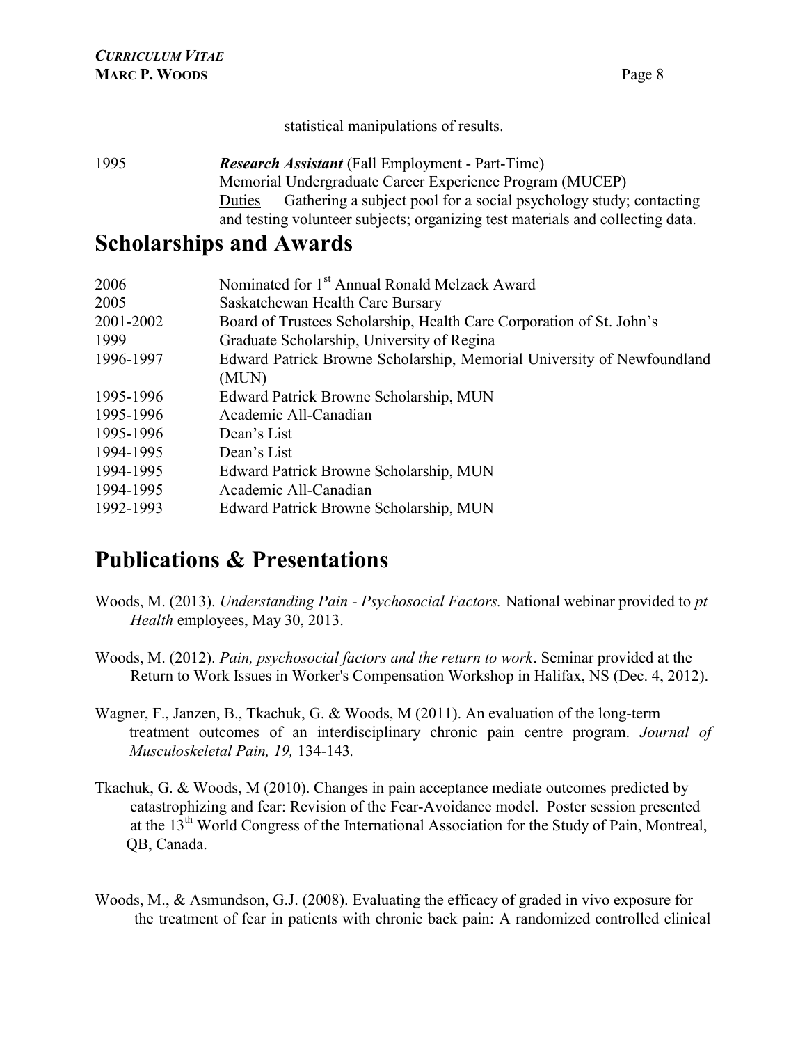statistical manipulations of results.

1995 ***Research Assistant*** (Fall Employment - Part-Time)
Memorial Undergraduate Career Experience Program (MUCEP)
Duties Gathering a subject pool for a social psychology study; contacting and testing volunteer subjects; organizing test materials and collecting data.

# Scholarships and Awards

| | |
|---|---|
| 2006 | Nominated for 1st Annual Ronald Melzack Award |
| 2005 | Saskatchewan Health Care Bursary |
| 2001-2002 | Board of Trustees Scholarship, Health Care Corporation of St. John's |
| 1999 | Graduate Scholarship, University of Regina |
| 1996-1997 | Edward Patrick Browne Scholarship, Memorial University of Newfoundland (MUN) |
| 1995-1996 | Edward Patrick Browne Scholarship, MUN |
| 1995-1996 | Academic All-Canadian |
| 1995-1996 | Dean's List |
| 1994-1995 | Dean's List |
| 1994-1995 | Edward Patrick Browne Scholarship, MUN |
| 1994-1995 | Academic All-Canadian |
| 1992-1993 | Edward Patrick Browne Scholarship, MUN |

# Publications & Presentations

Woods, M. (2013). *Understanding Pain - Psychosocial Factors.* National webinar provided to *pt Health* employees, May 30, 2013.

Woods, M. (2012). *Pain, psychosocial factors and the return to work*. Seminar provided at the Return to Work Issues in Worker's Compensation Workshop in Halifax, NS (Dec. 4, 2012).

Wagner, F., Janzen, B., Tkachuk, G. & Woods, M (2011). An evaluation of the long-term treatment outcomes of an interdisciplinary chronic pain centre program. *Journal of Musculoskeletal Pain, 19,* 134-143.

Tkachuk, G. & Woods, M (2010). Changes in pain acceptance mediate outcomes predicted by catastrophizing and fear: Revision of the Fear-Avoidance model. Poster session presented at the 13th World Congress of the International Association for the Study of Pain, Montreal, QB, Canada.

Woods, M., & Asmundson, G.J. (2008). Evaluating the efficacy of graded in vivo exposure for the treatment of fear in patients with chronic back pain: A randomized controlled clinical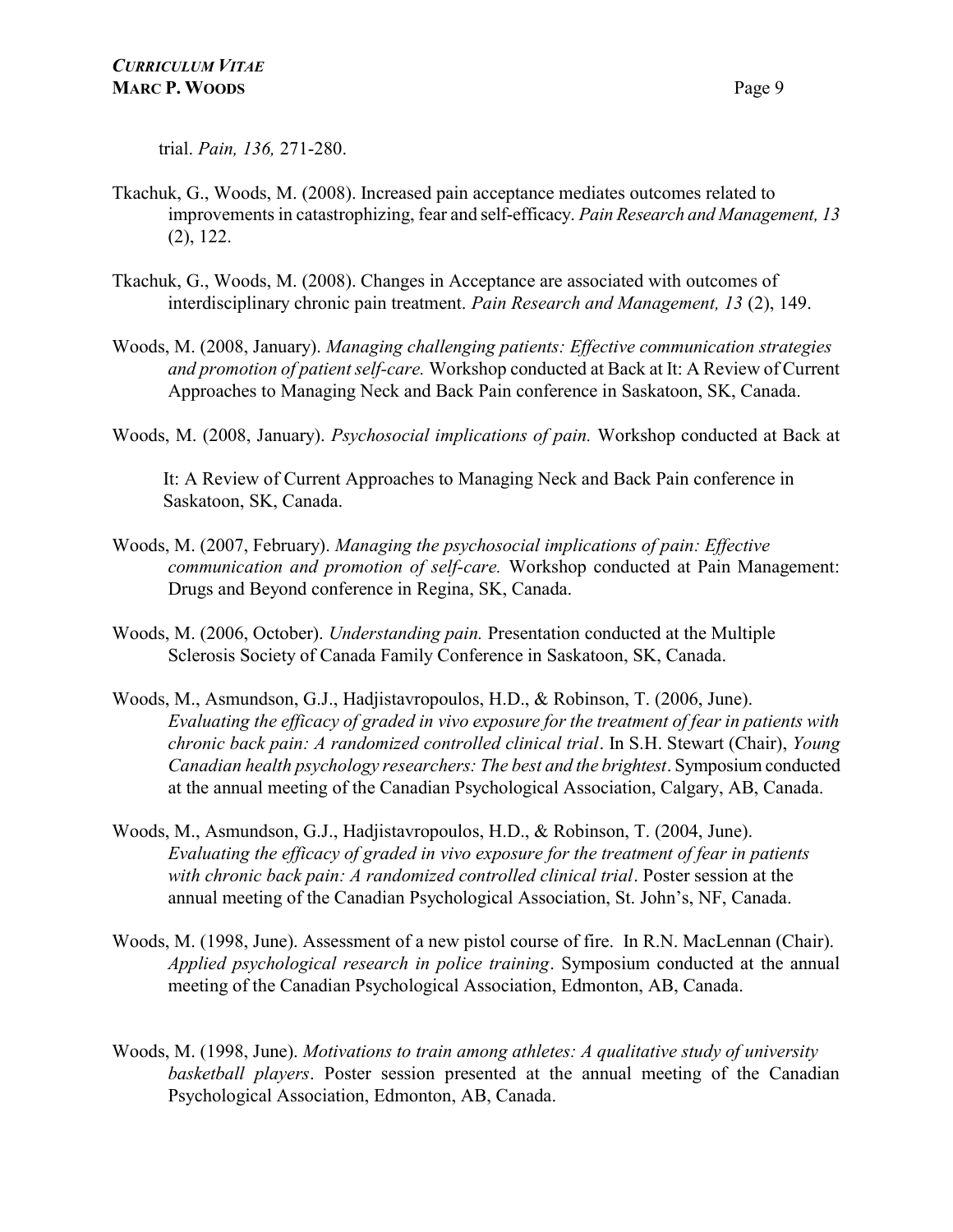trial. *Pain, 136,* 271-280.

Tkachuk, G., Woods, M. (2008). Increased pain acceptance mediates outcomes related to improvements in catastrophizing, fear and self-efficacy. *Pain Research and Management, 13* (2), 122.

Tkachuk, G., Woods, M. (2008). Changes in Acceptance are associated with outcomes of interdisciplinary chronic pain treatment. *Pain Research and Management, 13* (2), 149.

Woods, M. (2008, January). *Managing challenging patients: Effective communication strategies and promotion of patient self-care.* Workshop conducted at Back at It: A Review of Current Approaches to Managing Neck and Back Pain conference in Saskatoon, SK, Canada.

Woods, M. (2008, January). *Psychosocial implications of pain.* Workshop conducted at Back at It: A Review of Current Approaches to Managing Neck and Back Pain conference in Saskatoon, SK, Canada.

Woods, M. (2007, February). *Managing the psychosocial implications of pain: Effective communication and promotion of self-care.* Workshop conducted at Pain Management: Drugs and Beyond conference in Regina, SK, Canada.

Woods, M. (2006, October). *Understanding pain.* Presentation conducted at the Multiple Sclerosis Society of Canada Family Conference in Saskatoon, SK, Canada.

Woods, M., Asmundson, G.J., Hadjistavropoulos, H.D., & Robinson, T. (2006, June). *Evaluating the efficacy of graded in vivo exposure for the treatment of fear in patients with chronic back pain: A randomized controlled clinical trial*. In S.H. Stewart (Chair), *Young Canadian health psychology researchers: The best and the brightest*. Symposium conducted at the annual meeting of the Canadian Psychological Association, Calgary, AB, Canada.

Woods, M., Asmundson, G.J., Hadjistavropoulos, H.D., & Robinson, T. (2004, June). *Evaluating the efficacy of graded in vivo exposure for the treatment of fear in patients with chronic back pain: A randomized controlled clinical trial*. Poster session at the annual meeting of the Canadian Psychological Association, St. John's, NF, Canada.

Woods, M. (1998, June). Assessment of a new pistol course of fire. In R.N. MacLennan (Chair). *Applied psychological research in police training*. Symposium conducted at the annual meeting of the Canadian Psychological Association, Edmonton, AB, Canada.

Woods, M. (1998, June). *Motivations to train among athletes: A qualitative study of university basketball players*. Poster session presented at the annual meeting of the Canadian Psychological Association, Edmonton, AB, Canada.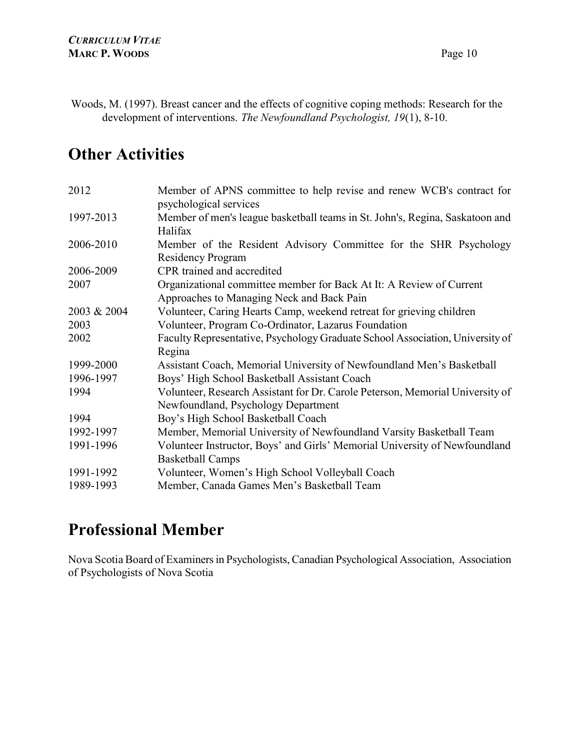Woods, M. (1997). Breast cancer and the effects of cognitive coping methods: Research for the development of interventions. *The Newfoundland Psychologist, 19*(1), 8-10.

## Other Activities

| | |
|---|---|
| 2012 | Member of APNS committee to help revise and renew WCB's contract for psychological services |
| 1997-2013 | Member of men's league basketball teams in St. John's, Regina, Saskatoon and Halifax |
| 2006-2010 | Member of the Resident Advisory Committee for the SHR Psychology Residency Program |
| 2006-2009 | CPR trained and accredited |
| 2007 | Organizational committee member for Back At It: A Review of Current Approaches to Managing Neck and Back Pain |
| 2003 & 2004 | Volunteer, Caring Hearts Camp, weekend retreat for grieving children |
| 2003 | Volunteer, Program Co-Ordinator, Lazarus Foundation |
| 2002 | Faculty Representative, Psychology Graduate School Association, University of Regina |
| 1999-2000 | Assistant Coach, Memorial University of Newfoundland Men's Basketball |
| 1996-1997 | Boys' High School Basketball Assistant Coach |
| 1994 | Volunteer, Research Assistant for Dr. Carole Peterson, Memorial University of Newfoundland, Psychology Department |
| 1994 | Boy's High School Basketball Coach |
| 1992-1997 | Member, Memorial University of Newfoundland Varsity Basketball Team |
| 1991-1996 | Volunteer Instructor, Boys' and Girls' Memorial University of Newfoundland Basketball Camps |
| 1991-1992 | Volunteer, Women's High School Volleyball Coach |
| 1989-1993 | Member, Canada Games Men's Basketball Team |

## Professional Member

Nova Scotia Board of Examiners in Psychologists, Canadian Psychological Association, Association of Psychologists of Nova Scotia